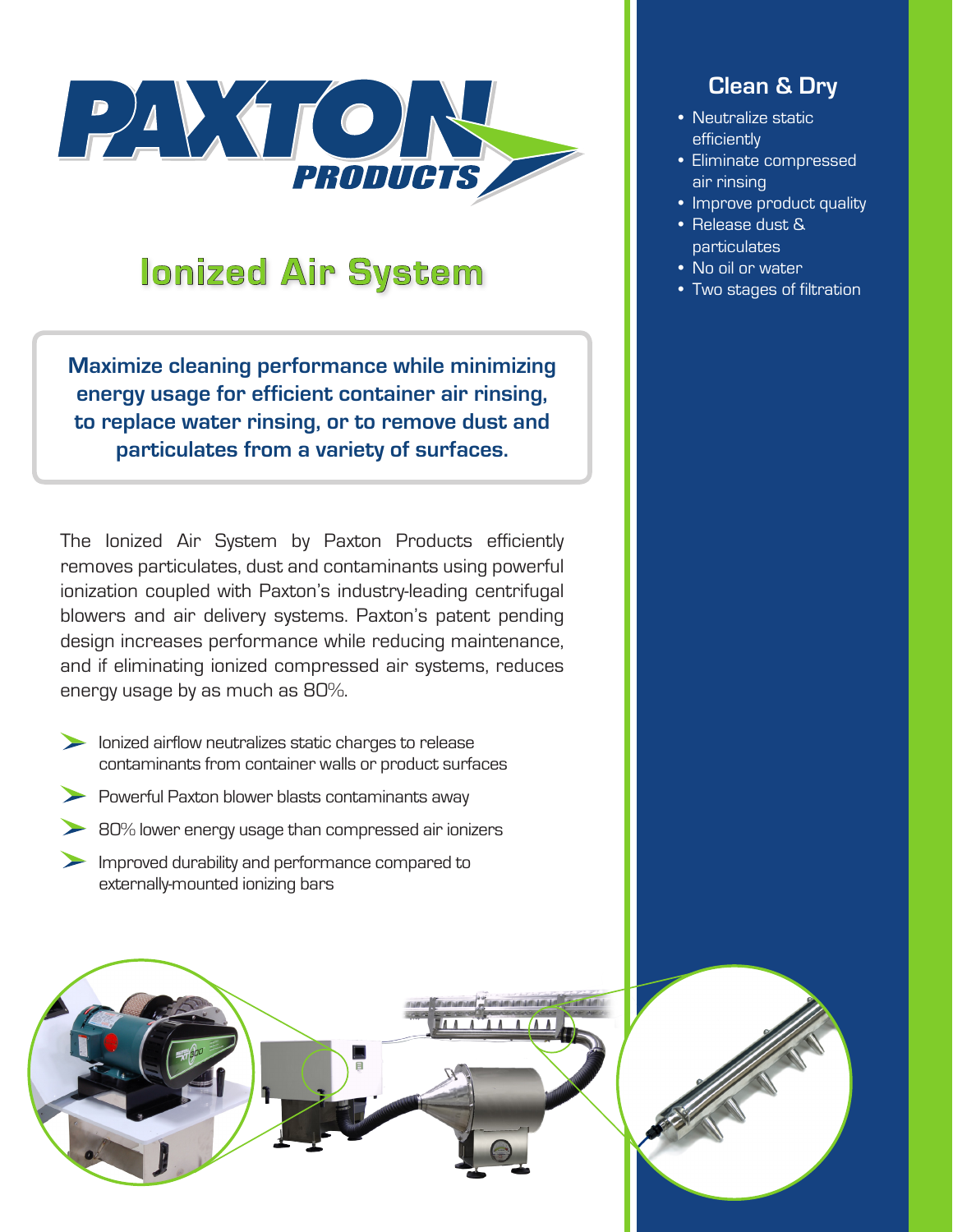# PAXTON PRODUCTS

## Ionized Air System

**Maximize cleaning performance while minimizing energy usage for efficient container air rinsing, to replace water rinsing, or to remove dust and particulates from a variety of surfaces.**

The Ionized Air System by Paxton Products efficiently removes particulates, dust and contaminants using powerful ionization coupled with Paxton's industry-leading centrifugal blowers and air delivery systems. Paxton's patent pending design increases performance while reducing maintenance, and if eliminating ionized compressed air systems, reduces energy usage by as much as 80%.

- Ionized airflow neutralizes static charges to release contaminants from container walls or product surfaces
- Powerful Paxton blower blasts contaminants away
- 80% lower energy usage than compressed air ionizers
- Improved durability and performance compared to externally-mounted ionizing bars

### Clean & Dry

- Neutralize static efficiently
- Eliminate compressed air rinsing
- Improve product quality
- Release dust & particulates
- No oil or water
- Two stages of filtration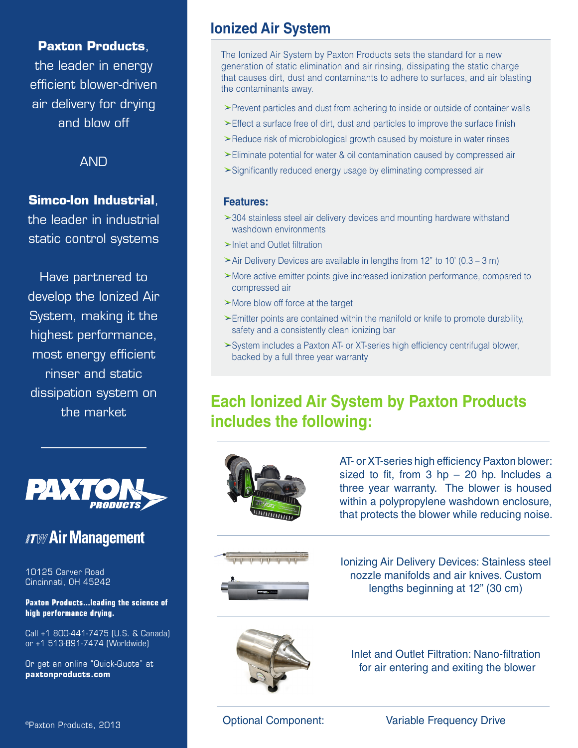**Paxton Products**, the leader in energy efficient blower-driven air delivery for drying and blow off

AND

**Simco-Ion Industrial**, the leader in industrial static control systems

Have partnered to develop the Ionized Air System, making it the highest performance, most energy efficient rinser and static dissipation system on the market

PAXTON PRODUCTS

ITW Air Management

10125 Carver Road
Cincinnati, OH 45242

**Paxton Products...leading the science of high performance drying.**

Call +1 800-441-7475 (U.S. & Canada) or +1 513-891-7474 (Worldwide)

Or get an online "Quick-Quote" at **paxtonproducts.com**

©Paxton Products, 2013

## Ionized Air System

The Ionized Air System by Paxton Products sets the standard for a new generation of static elimination and air rinsing, dissipating the static charge that causes dirt, dust and contaminants to adhere to surfaces, and air blasting the contaminants away.

- Prevent particles and dust from adhering to inside or outside of container walls
- Effect a surface free of dirt, dust and particles to improve the surface finish
- Reduce risk of microbiological growth caused by moisture in water rinses
- Eliminate potential for water & oil contamination caused by compressed air
- Significantly reduced energy usage by eliminating compressed air

### Features:

- 304 stainless steel air delivery devices and mounting hardware withstand washdown environments
- Inlet and Outlet filtration
- Air Delivery Devices are available in lengths from 12" to 10' (0.3 – 3 m)
- More active emitter points give increased ionization performance, compared to compressed air
- More blow off force at the target
- Emitter points are contained within the manifold or knife to promote durability, safety and a consistently clean ionizing bar
- System includes a Paxton AT- or XT-series high efficiency centrifugal blower, backed by a full three year warranty

## Each Ionized Air System by Paxton Products includes the following:

AT- or XT-series high efficiency Paxton blower: sized to fit, from 3 hp – 20 hp. Includes a three year warranty. The blower is housed within a polypropylene washdown enclosure, that protects the blower while reducing noise.

Ionizing Air Delivery Devices: Stainless steel nozzle manifolds and air knives. Custom lengths beginning at 12" (30 cm)

Inlet and Outlet Filtration: Nano-filtration for air entering and exiting the blower

Optional Component: Variable Frequency Drive